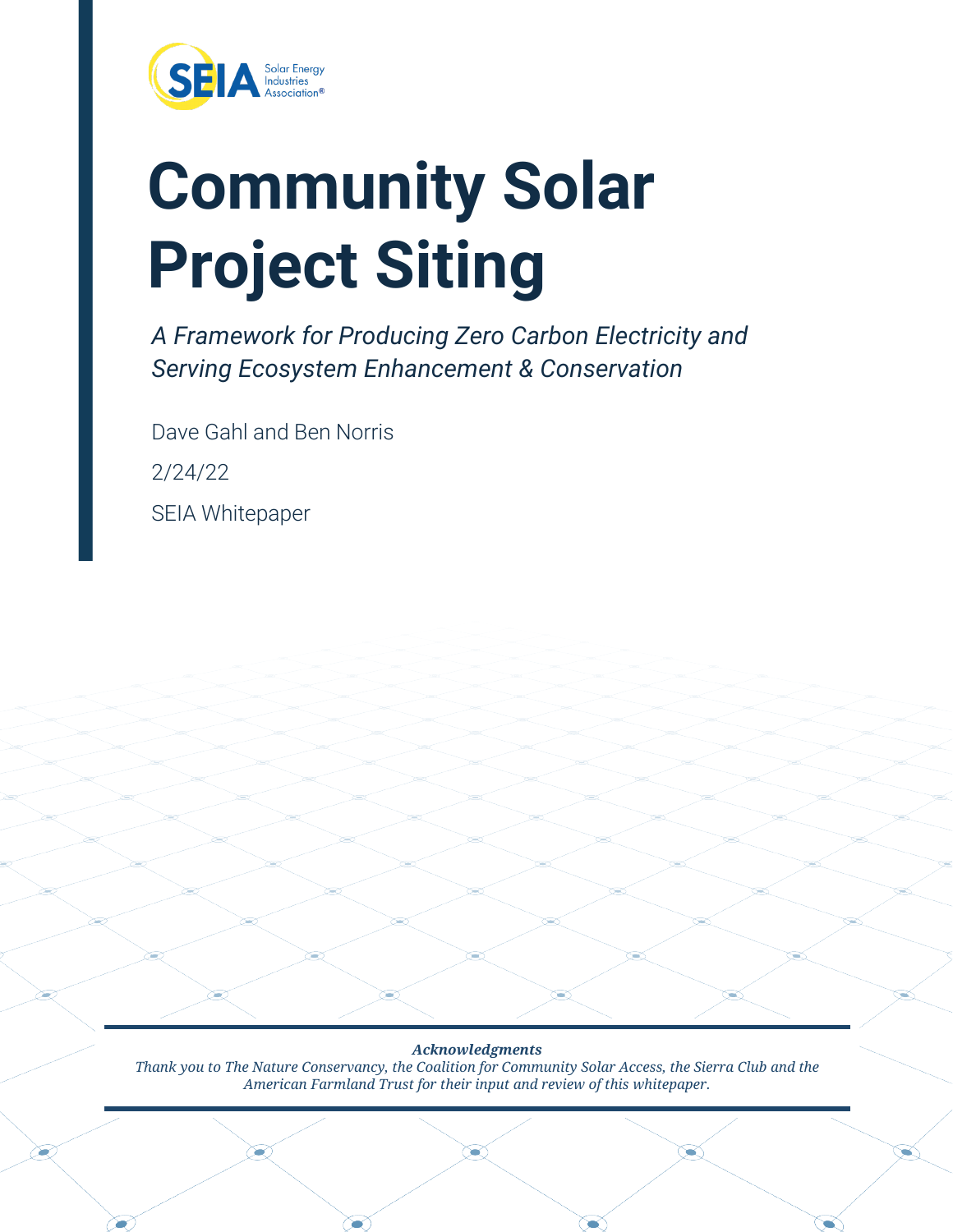SEIA Solar Energy Industries Association®

# Community Solar Project Siting

*A Framework for Producing Zero Carbon Electricity and Serving Ecosystem Enhancement & Conservation*

Dave Gahl and Ben Norris

2/24/22

SEIA Whitepaper

***Acknowledgments***

*Thank you to The Nature Conservancy, the Coalition for Community Solar Access, the Sierra Club and the American Farmland Trust for their input and review of this whitepaper.*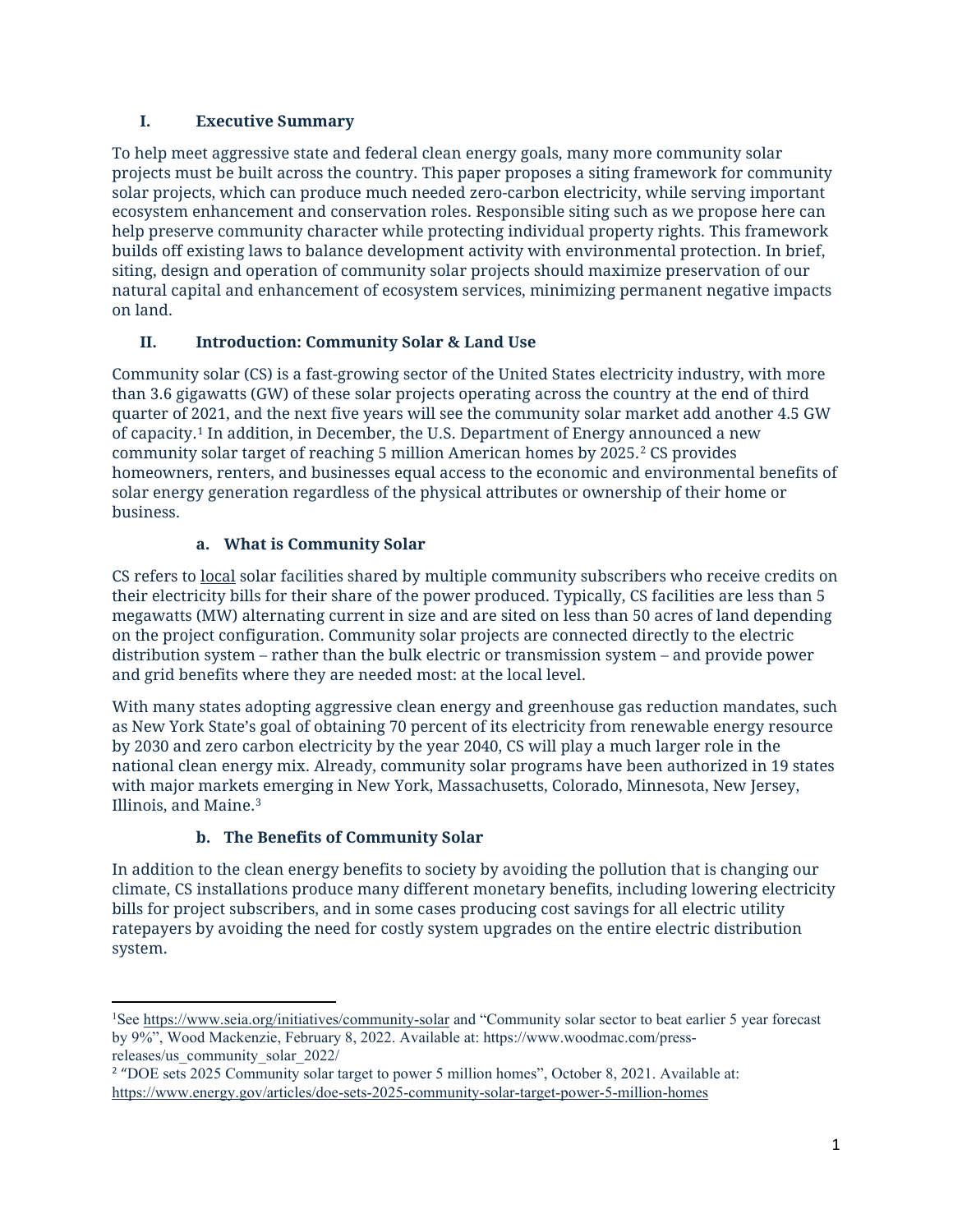## I. Executive Summary

To help meet aggressive state and federal clean energy goals, many more community solar projects must be built across the country. This paper proposes a siting framework for community solar projects, which can produce much needed zero-carbon electricity, while serving important ecosystem enhancement and conservation roles. Responsible siting such as we propose here can help preserve community character while protecting individual property rights. This framework builds off existing laws to balance development activity with environmental protection. In brief, siting, design and operation of community solar projects should maximize preservation of our natural capital and enhancement of ecosystem services, minimizing permanent negative impacts on land.

## II. Introduction: Community Solar & Land Use

Community solar (CS) is a fast-growing sector of the United States electricity industry, with more than 3.6 gigawatts (GW) of these solar projects operating across the country at the end of third quarter of 2021, and the next five years will see the community solar market add another 4.5 GW of capacity.[1] In addition, in December, the U.S. Department of Energy announced a new community solar target of reaching 5 million American homes by 2025.[2] CS provides homeowners, renters, and businesses equal access to the economic and environmental benefits of solar energy generation regardless of the physical attributes or ownership of their home or business.

### a. What is Community Solar

CS refers to <u>local</u> solar facilities shared by multiple community subscribers who receive credits on their electricity bills for their share of the power produced. Typically, CS facilities are less than 5 megawatts (MW) alternating current in size and are sited on less than 50 acres of land depending on the project configuration. Community solar projects are connected directly to the electric distribution system – rather than the bulk electric or transmission system – and provide power and grid benefits where they are needed most: at the local level.

With many states adopting aggressive clean energy and greenhouse gas reduction mandates, such as New York State's goal of obtaining 70 percent of its electricity from renewable energy resource by 2030 and zero carbon electricity by the year 2040, CS will play a much larger role in the national clean energy mix. Already, community solar programs have been authorized in 19 states with major markets emerging in New York, Massachusetts, Colorado, Minnesota, New Jersey, Illinois, and Maine.[3]

### b. The Benefits of Community Solar

In addition to the clean energy benefits to society by avoiding the pollution that is changing our climate, CS installations produce many different monetary benefits, including lowering electricity bills for project subscribers, and in some cases producing cost savings for all electric utility ratepayers by avoiding the need for costly system upgrades on the entire electric distribution system.

---

[1] See https://www.seia.org/initiatives/community-solar and "Community solar sector to beat earlier 5 year forecast by 9%", Wood Mackenzie, February 8, 2022. Available at: https://www.woodmac.com/press-releases/us_community_solar_2022/

[2] "DOE sets 2025 Community solar target to power 5 million homes", October 8, 2021. Available at: https://www.energy.gov/articles/doe-sets-2025-community-solar-target-power-5-million-homes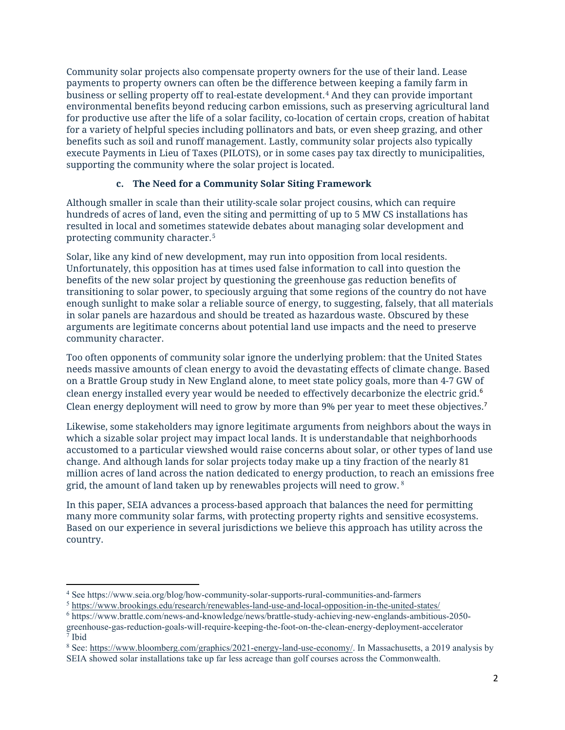Community solar projects also compensate property owners for the use of their land. Lease payments to property owners can often be the difference between keeping a family farm in business or selling property off to real-estate development.[4] And they can provide important environmental benefits beyond reducing carbon emissions, such as preserving agricultural land for productive use after the life of a solar facility, co-location of certain crops, creation of habitat for a variety of helpful species including pollinators and bats, or even sheep grazing, and other benefits such as soil and runoff management. Lastly, community solar projects also typically execute Payments in Lieu of Taxes (PILOTS), or in some cases pay tax directly to municipalities, supporting the community where the solar project is located.

### c. The Need for a Community Solar Siting Framework

Although smaller in scale than their utility-scale solar project cousins, which can require hundreds of acres of land, even the siting and permitting of up to 5 MW CS installations has resulted in local and sometimes statewide debates about managing solar development and protecting community character.[5]

Solar, like any kind of new development, may run into opposition from local residents. Unfortunately, this opposition has at times used false information to call into question the benefits of the new solar project by questioning the greenhouse gas reduction benefits of transitioning to solar power, to speciously arguing that some regions of the country do not have enough sunlight to make solar a reliable source of energy, to suggesting, falsely, that all materials in solar panels are hazardous and should be treated as hazardous waste. Obscured by these arguments are legitimate concerns about potential land use impacts and the need to preserve community character.

Too often opponents of community solar ignore the underlying problem: that the United States needs massive amounts of clean energy to avoid the devastating effects of climate change. Based on a Brattle Group study in New England alone, to meet state policy goals, more than 4-7 GW of clean energy installed every year would be needed to effectively decarbonize the electric grid.[6] Clean energy deployment will need to grow by more than 9% per year to meet these objectives.[7]

Likewise, some stakeholders may ignore legitimate arguments from neighbors about the ways in which a sizable solar project may impact local lands. It is understandable that neighborhoods accustomed to a particular viewshed would raise concerns about solar, or other types of land use change. And although lands for solar projects today make up a tiny fraction of the nearly 81 million acres of land across the nation dedicated to energy production, to reach an emissions free grid, the amount of land taken up by renewables projects will need to grow.[8]

In this paper, SEIA advances a process-based approach that balances the need for permitting many more community solar farms, with protecting property rights and sensitive ecosystems. Based on our experience in several jurisdictions we believe this approach has utility across the country.

---

[4] See https://www.seia.org/blog/how-community-solar-supports-rural-communities-and-farmers

[5] https://www.brookings.edu/research/renewables-land-use-and-local-opposition-in-the-united-states/

[6] https://www.brattle.com/news-and-knowledge/news/brattle-study-achieving-new-englands-ambitious-2050-greenhouse-gas-reduction-goals-will-require-keeping-the-foot-on-the-clean-energy-deployment-accelerator

[7] Ibid

[8] See: https://www.bloomberg.com/graphics/2021-energy-land-use-economy/. In Massachusetts, a 2019 analysis by SEIA showed solar installations take up far less acreage than golf courses across the Commonwealth.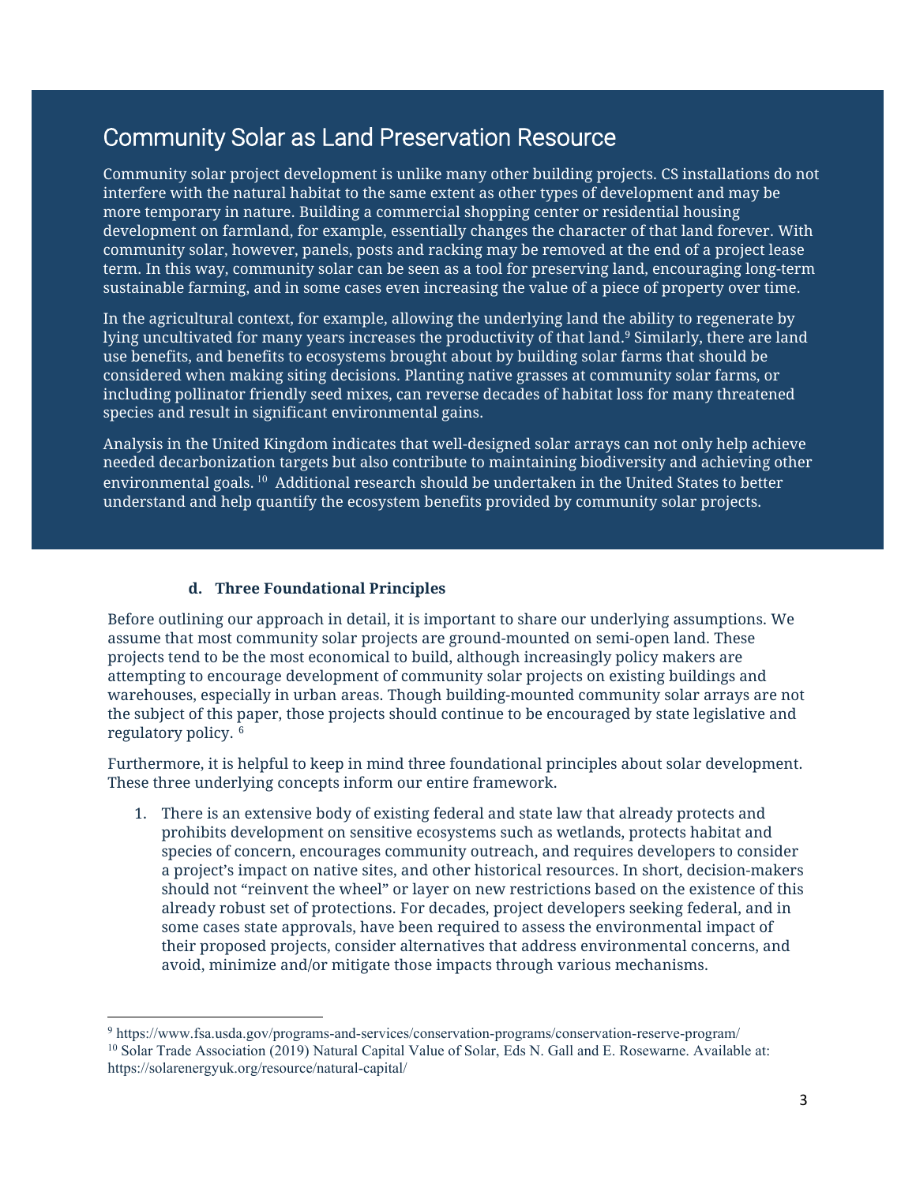## Community Solar as Land Preservation Resource

Community solar project development is unlike many other building projects. CS installations do not interfere with the natural habitat to the same extent as other types of development and may be more temporary in nature. Building a commercial shopping center or residential housing development on farmland, for example, essentially changes the character of that land forever. With community solar, however, panels, posts and racking may be removed at the end of a project lease term. In this way, community solar can be seen as a tool for preserving land, encouraging long-term sustainable farming, and in some cases even increasing the value of a piece of property over time.

In the agricultural context, for example, allowing the underlying land the ability to regenerate by lying uncultivated for many years increases the productivity of that land.[9] Similarly, there are land use benefits, and benefits to ecosystems brought about by building solar farms that should be considered when making siting decisions. Planting native grasses at community solar farms, or including pollinator friendly seed mixes, can reverse decades of habitat loss for many threatened species and result in significant environmental gains.

Analysis in the United Kingdom indicates that well-designed solar arrays can not only help achieve needed decarbonization targets but also contribute to maintaining biodiversity and achieving other environmental goals.[10] Additional research should be undertaken in the United States to better understand and help quantify the ecosystem benefits provided by community solar projects.

#### d. Three Foundational Principles

Before outlining our approach in detail, it is important to share our underlying assumptions. We assume that most community solar projects are ground-mounted on semi-open land. These projects tend to be the most economical to build, although increasingly policy makers are attempting to encourage development of community solar projects on existing buildings and warehouses, especially in urban areas. Though building-mounted community solar arrays are not the subject of this paper, those projects should continue to be encouraged by state legislative and regulatory policy.[6]

Furthermore, it is helpful to keep in mind three foundational principles about solar development. These three underlying concepts inform our entire framework.

1. There is an extensive body of existing federal and state law that already protects and prohibits development on sensitive ecosystems such as wetlands, protects habitat and species of concern, encourages community outreach, and requires developers to consider a project's impact on native sites, and other historical resources. In short, decision-makers should not "reinvent the wheel" or layer on new restrictions based on the existence of this already robust set of protections. For decades, project developers seeking federal, and in some cases state approvals, have been required to assess the environmental impact of their proposed projects, consider alternatives that address environmental concerns, and avoid, minimize and/or mitigate those impacts through various mechanisms.

---

[9] https://www.fsa.usda.gov/programs-and-services/conservation-programs/conservation-reserve-program/

[10] Solar Trade Association (2019) Natural Capital Value of Solar, Eds N. Gall and E. Rosewarne. Available at: https://solarenergyuk.org/resource/natural-capital/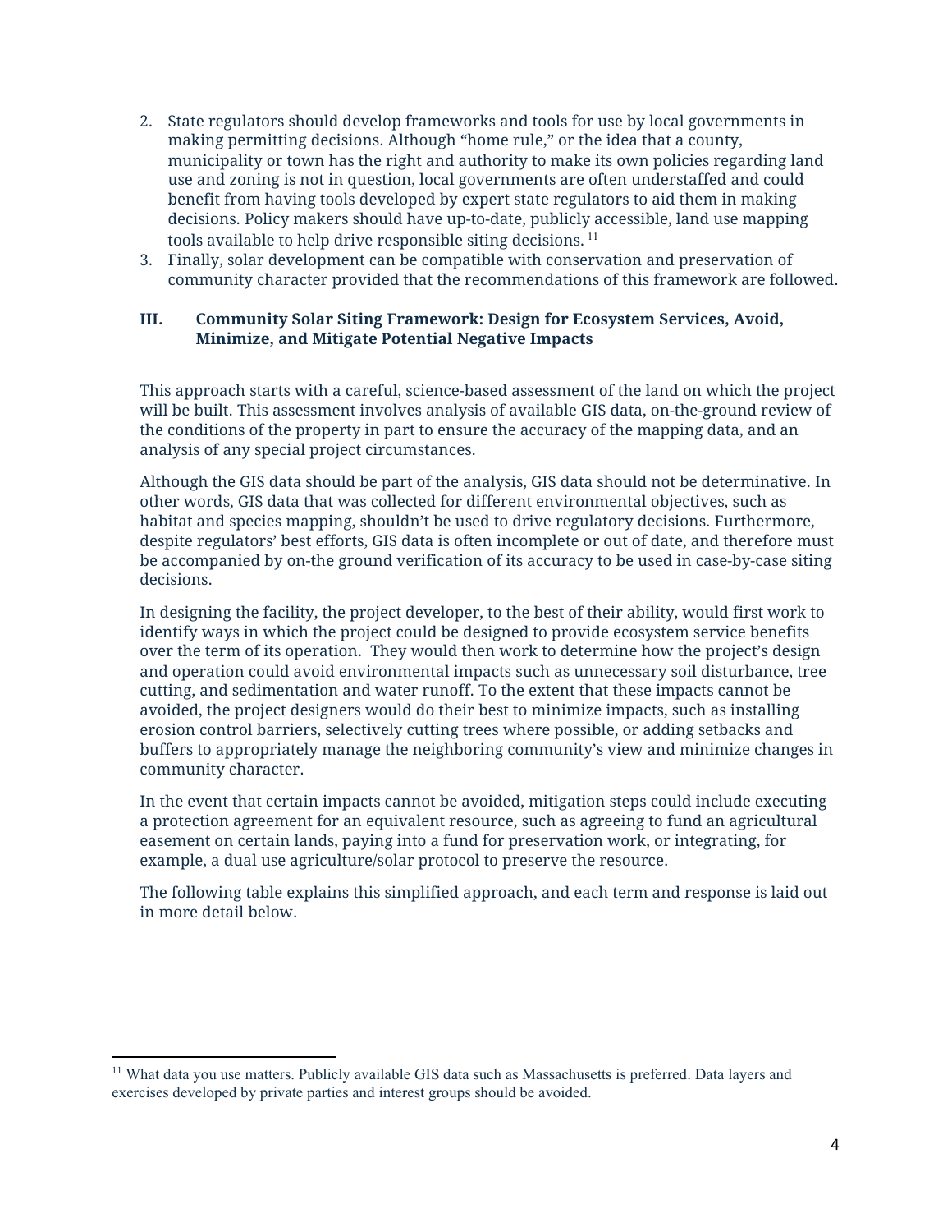2. State regulators should develop frameworks and tools for use by local governments in making permitting decisions. Although "home rule," or the idea that a county, municipality or town has the right and authority to make its own policies regarding land use and zoning is not in question, local governments are often understaffed and could benefit from having tools developed by expert state regulators to aid them in making decisions. Policy makers should have up-to-date, publicly accessible, land use mapping tools available to help drive responsible siting decisions. [11]
3. Finally, solar development can be compatible with conservation and preservation of community character provided that the recommendations of this framework are followed.

## III. Community Solar Siting Framework: Design for Ecosystem Services, Avoid, Minimize, and Mitigate Potential Negative Impacts

This approach starts with a careful, science-based assessment of the land on which the project will be built. This assessment involves analysis of available GIS data, on-the-ground review of the conditions of the property in part to ensure the accuracy of the mapping data, and an analysis of any special project circumstances.

Although the GIS data should be part of the analysis, GIS data should not be determinative. In other words, GIS data that was collected for different environmental objectives, such as habitat and species mapping, shouldn't be used to drive regulatory decisions. Furthermore, despite regulators' best efforts, GIS data is often incomplete or out of date, and therefore must be accompanied by on-the ground verification of its accuracy to be used in case-by-case siting decisions.

In designing the facility, the project developer, to the best of their ability, would first work to identify ways in which the project could be designed to provide ecosystem service benefits over the term of its operation. They would then work to determine how the project's design and operation could avoid environmental impacts such as unnecessary soil disturbance, tree cutting, and sedimentation and water runoff. To the extent that these impacts cannot be avoided, the project designers would do their best to minimize impacts, such as installing erosion control barriers, selectively cutting trees where possible, or adding setbacks and buffers to appropriately manage the neighboring community's view and minimize changes in community character.

In the event that certain impacts cannot be avoided, mitigation steps could include executing a protection agreement for an equivalent resource, such as agreeing to fund an agricultural easement on certain lands, paying into a fund for preservation work, or integrating, for example, a dual use agriculture/solar protocol to preserve the resource.

The following table explains this simplified approach, and each term and response is laid out in more detail below.

[11] What data you use matters. Publicly available GIS data such as Massachusetts is preferred. Data layers and exercises developed by private parties and interest groups should be avoided.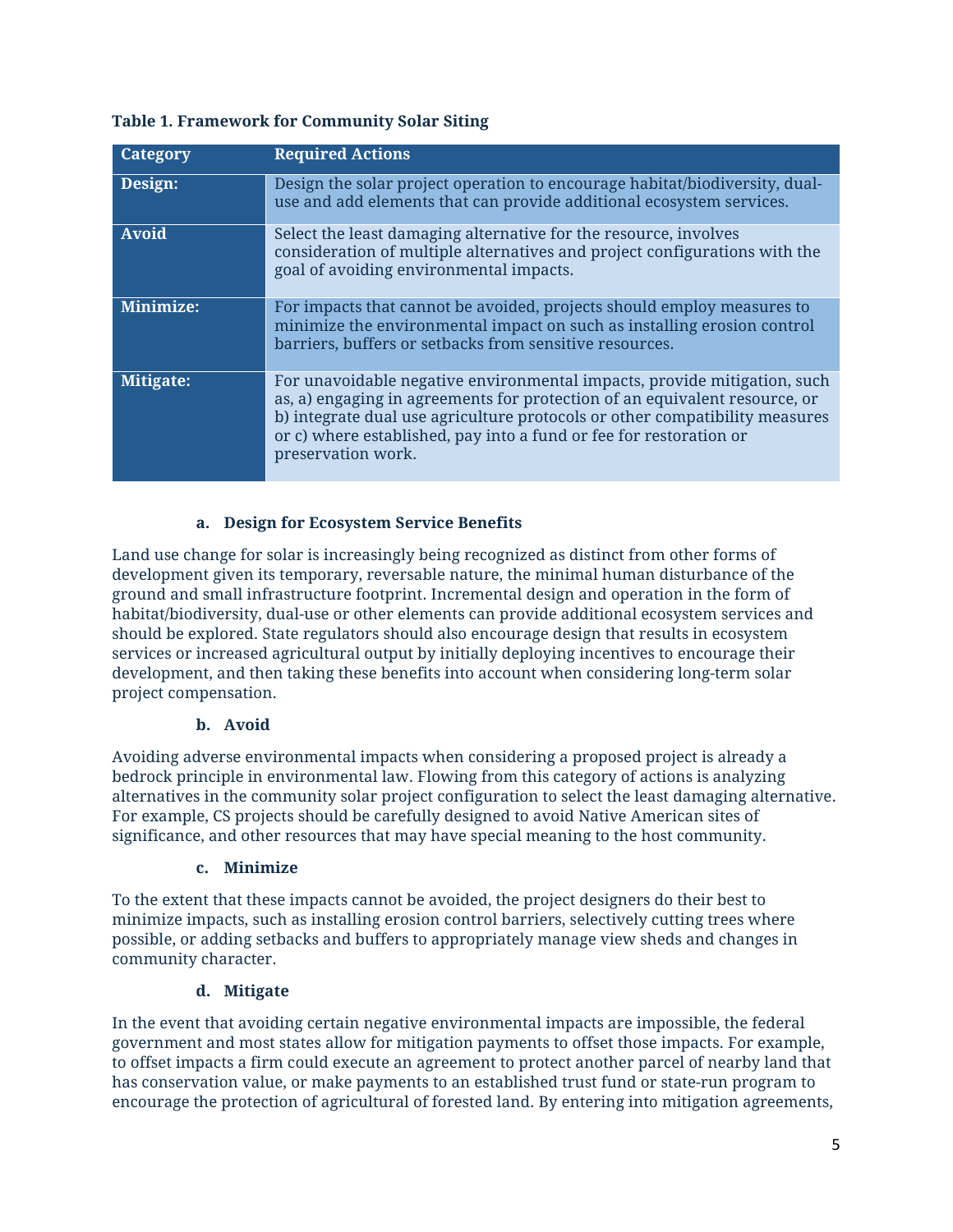**Table 1. Framework for Community Solar Siting**

| Category | Required Actions |
| --- | --- |
| **Design:** | Design the solar project operation to encourage habitat/biodiversity, dual-use and add elements that can provide additional ecosystem services. |
| **Avoid** | Select the least damaging alternative for the resource, involves consideration of multiple alternatives and project configurations with the goal of avoiding environmental impacts. |
| **Minimize:** | For impacts that cannot be avoided, projects should employ measures to minimize the environmental impact on such as installing erosion control barriers, buffers or setbacks from sensitive resources. |
| **Mitigate:** | For unavoidable negative environmental impacts, provide mitigation, such as, a) engaging in agreements for protection of an equivalent resource, or b) integrate dual use agriculture protocols or other compatibility measures or c) where established, pay into a fund or fee for restoration or preservation work. |

#### a. Design for Ecosystem Service Benefits

Land use change for solar is increasingly being recognized as distinct from other forms of development given its temporary, reversable nature, the minimal human disturbance of the ground and small infrastructure footprint. Incremental design and operation in the form of habitat/biodiversity, dual-use or other elements can provide additional ecosystem services and should be explored. State regulators should also encourage design that results in ecosystem services or increased agricultural output by initially deploying incentives to encourage their development, and then taking these benefits into account when considering long-term solar project compensation.

#### b. Avoid

Avoiding adverse environmental impacts when considering a proposed project is already a bedrock principle in environmental law. Flowing from this category of actions is analyzing alternatives in the community solar project configuration to select the least damaging alternative. For example, CS projects should be carefully designed to avoid Native American sites of significance, and other resources that may have special meaning to the host community.

#### c. Minimize

To the extent that these impacts cannot be avoided, the project designers do their best to minimize impacts, such as installing erosion control barriers, selectively cutting trees where possible, or adding setbacks and buffers to appropriately manage view sheds and changes in community character.

#### d. Mitigate

In the event that avoiding certain negative environmental impacts are impossible, the federal government and most states allow for mitigation payments to offset those impacts. For example, to offset impacts a firm could execute an agreement to protect another parcel of nearby land that has conservation value, or make payments to an established trust fund or state-run program to encourage the protection of agricultural of forested land. By entering into mitigation agreements,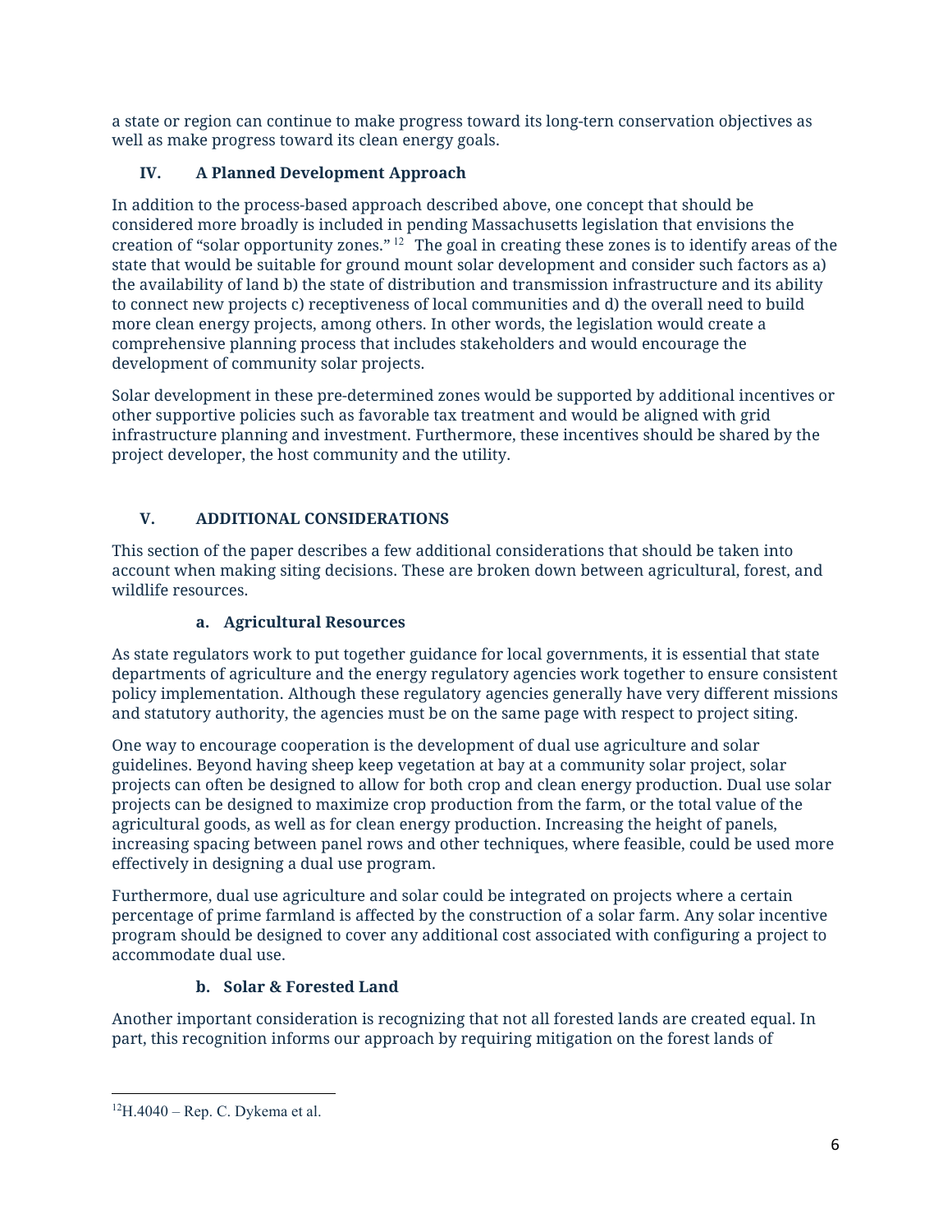a state or region can continue to make progress toward its long-tern conservation objectives as well as make progress toward its clean energy goals.

## IV. A Planned Development Approach

In addition to the process-based approach described above, one concept that should be considered more broadly is included in pending Massachusetts legislation that envisions the creation of "solar opportunity zones." [12] The goal in creating these zones is to identify areas of the state that would be suitable for ground mount solar development and consider such factors as a) the availability of land b) the state of distribution and transmission infrastructure and its ability to connect new projects c) receptiveness of local communities and d) the overall need to build more clean energy projects, among others. In other words, the legislation would create a comprehensive planning process that includes stakeholders and would encourage the development of community solar projects.

Solar development in these pre-determined zones would be supported by additional incentives or other supportive policies such as favorable tax treatment and would be aligned with grid infrastructure planning and investment. Furthermore, these incentives should be shared by the project developer, the host community and the utility.

## V. ADDITIONAL CONSIDERATIONS

This section of the paper describes a few additional considerations that should be taken into account when making siting decisions. These are broken down between agricultural, forest, and wildlife resources.

### a. Agricultural Resources

As state regulators work to put together guidance for local governments, it is essential that state departments of agriculture and the energy regulatory agencies work together to ensure consistent policy implementation. Although these regulatory agencies generally have very different missions and statutory authority, the agencies must be on the same page with respect to project siting.

One way to encourage cooperation is the development of dual use agriculture and solar guidelines. Beyond having sheep keep vegetation at bay at a community solar project, solar projects can often be designed to allow for both crop and clean energy production. Dual use solar projects can be designed to maximize crop production from the farm, or the total value of the agricultural goods, as well as for clean energy production. Increasing the height of panels, increasing spacing between panel rows and other techniques, where feasible, could be used more effectively in designing a dual use program.

Furthermore, dual use agriculture and solar could be integrated on projects where a certain percentage of prime farmland is affected by the construction of a solar farm. Any solar incentive program should be designed to cover any additional cost associated with configuring a project to accommodate dual use.

### b. Solar & Forested Land

Another important consideration is recognizing that not all forested lands are created equal. In part, this recognition informs our approach by requiring mitigation on the forest lands of

[12] H.4040 – Rep. C. Dykema et al.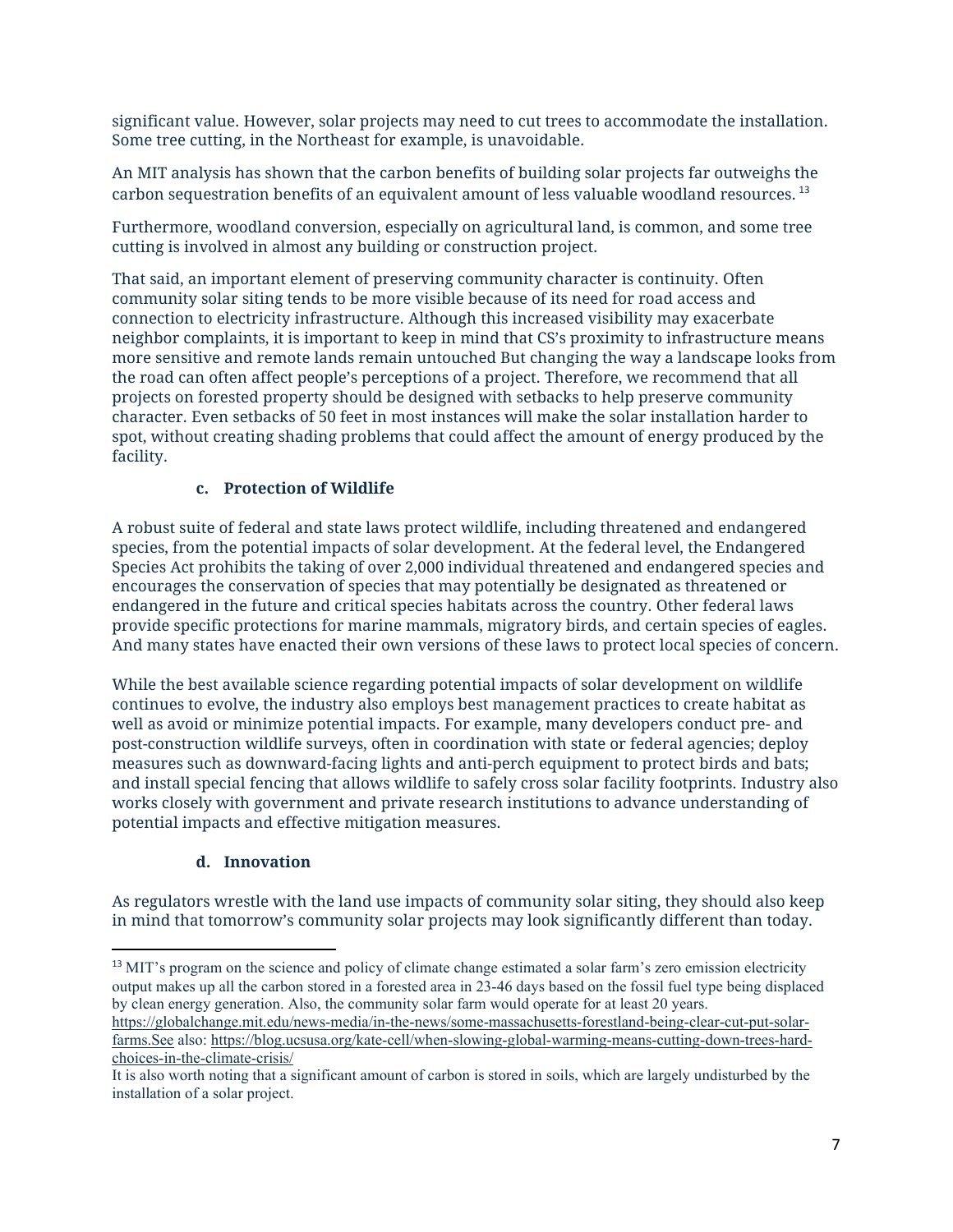significant value. However, solar projects may need to cut trees to accommodate the installation. Some tree cutting, in the Northeast for example, is unavoidable.

An MIT analysis has shown that the carbon benefits of building solar projects far outweighs the carbon sequestration benefits of an equivalent amount of less valuable woodland resources. [13]

Furthermore, woodland conversion, especially on agricultural land, is common, and some tree cutting is involved in almost any building or construction project.

That said, an important element of preserving community character is continuity. Often community solar siting tends to be more visible because of its need for road access and connection to electricity infrastructure. Although this increased visibility may exacerbate neighbor complaints, it is important to keep in mind that CS's proximity to infrastructure means more sensitive and remote lands remain untouched But changing the way a landscape looks from the road can often affect people's perceptions of a project. Therefore, we recommend that all projects on forested property should be designed with setbacks to help preserve community character. Even setbacks of 50 feet in most instances will make the solar installation harder to spot, without creating shading problems that could affect the amount of energy produced by the facility.

#### c. Protection of Wildlife

A robust suite of federal and state laws protect wildlife, including threatened and endangered species, from the potential impacts of solar development. At the federal level, the Endangered Species Act prohibits the taking of over 2,000 individual threatened and endangered species and encourages the conservation of species that may potentially be designated as threatened or endangered in the future and critical species habitats across the country. Other federal laws provide specific protections for marine mammals, migratory birds, and certain species of eagles. And many states have enacted their own versions of these laws to protect local species of concern.

While the best available science regarding potential impacts of solar development on wildlife continues to evolve, the industry also employs best management practices to create habitat as well as avoid or minimize potential impacts. For example, many developers conduct pre- and post-construction wildlife surveys, often in coordination with state or federal agencies; deploy measures such as downward-facing lights and anti-perch equipment to protect birds and bats; and install special fencing that allows wildlife to safely cross solar facility footprints. Industry also works closely with government and private research institutions to advance understanding of potential impacts and effective mitigation measures.

#### d. Innovation

As regulators wrestle with the land use impacts of community solar siting, they should also keep in mind that tomorrow's community solar projects may look significantly different than today.

---

[13] MIT's program on the science and policy of climate change estimated a solar farm's zero emission electricity output makes up all the carbon stored in a forested area in 23-46 days based on the fossil fuel type being displaced by clean energy generation. Also, the community solar farm would operate for at least 20 years. https://globalchange.mit.edu/news-media/in-the-news/some-massachusetts-forestland-being-clear-cut-put-solar-farms.See also: https://blog.ucsusa.org/kate-cell/when-slowing-global-warming-means-cutting-down-trees-hard-choices-in-the-climate-crisis/

It is also worth noting that a significant amount of carbon is stored in soils, which are largely undisturbed by the installation of a solar project.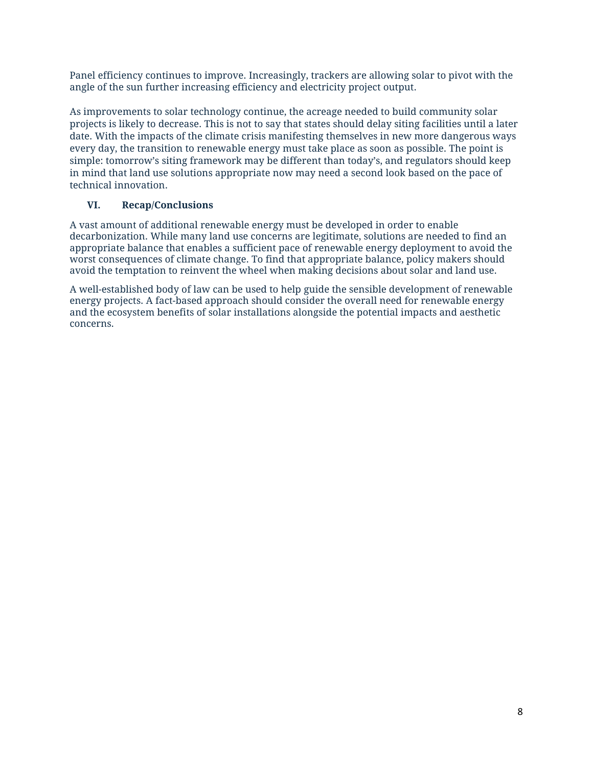Panel efficiency continues to improve. Increasingly, trackers are allowing solar to pivot with the angle of the sun further increasing efficiency and electricity project output.

As improvements to solar technology continue, the acreage needed to build community solar projects is likely to decrease. This is not to say that states should delay siting facilities until a later date. With the impacts of the climate crisis manifesting themselves in new more dangerous ways every day, the transition to renewable energy must take place as soon as possible. The point is simple: tomorrow's siting framework may be different than today's, and regulators should keep in mind that land use solutions appropriate now may need a second look based on the pace of technical innovation.

## VI. Recap/Conclusions

A vast amount of additional renewable energy must be developed in order to enable decarbonization. While many land use concerns are legitimate, solutions are needed to find an appropriate balance that enables a sufficient pace of renewable energy deployment to avoid the worst consequences of climate change. To find that appropriate balance, policy makers should avoid the temptation to reinvent the wheel when making decisions about solar and land use.

A well-established body of law can be used to help guide the sensible development of renewable energy projects. A fact-based approach should consider the overall need for renewable energy and the ecosystem benefits of solar installations alongside the potential impacts and aesthetic concerns.